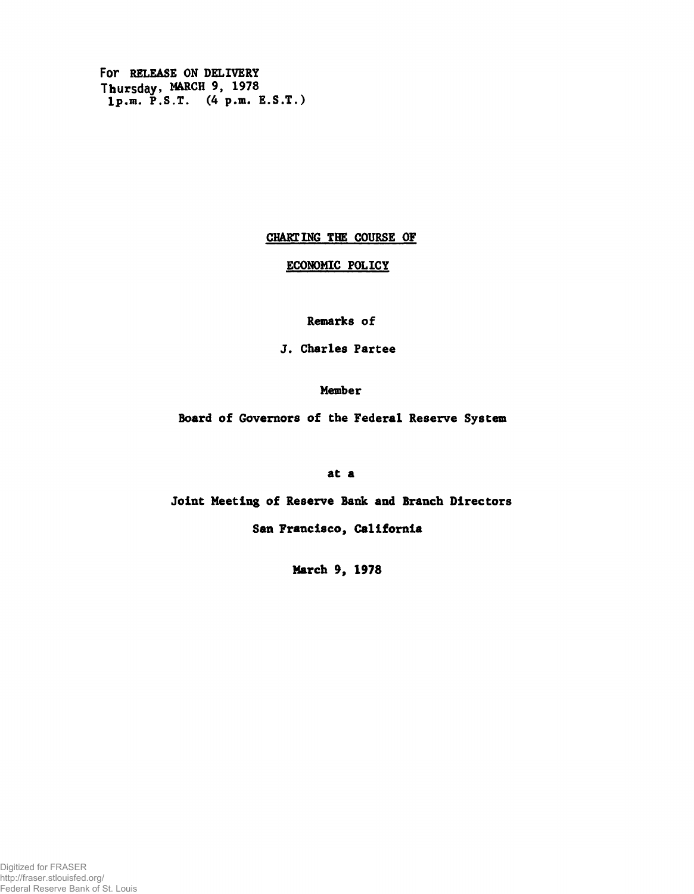For RELEASE ON DELIVERY
Thursday, MARCH 9, 1978
1p.m. P.S.T. (4 p.m. E.S.T.)

# CHARTING THE COURSE OF ECONOMIC POLICY

Remarks of

J. Charles Partee

Member

Board of Governors of the Federal Reserve System

at a

Joint Meeting of Reserve Bank and Branch Directors

San Francisco, California

March 9, 1978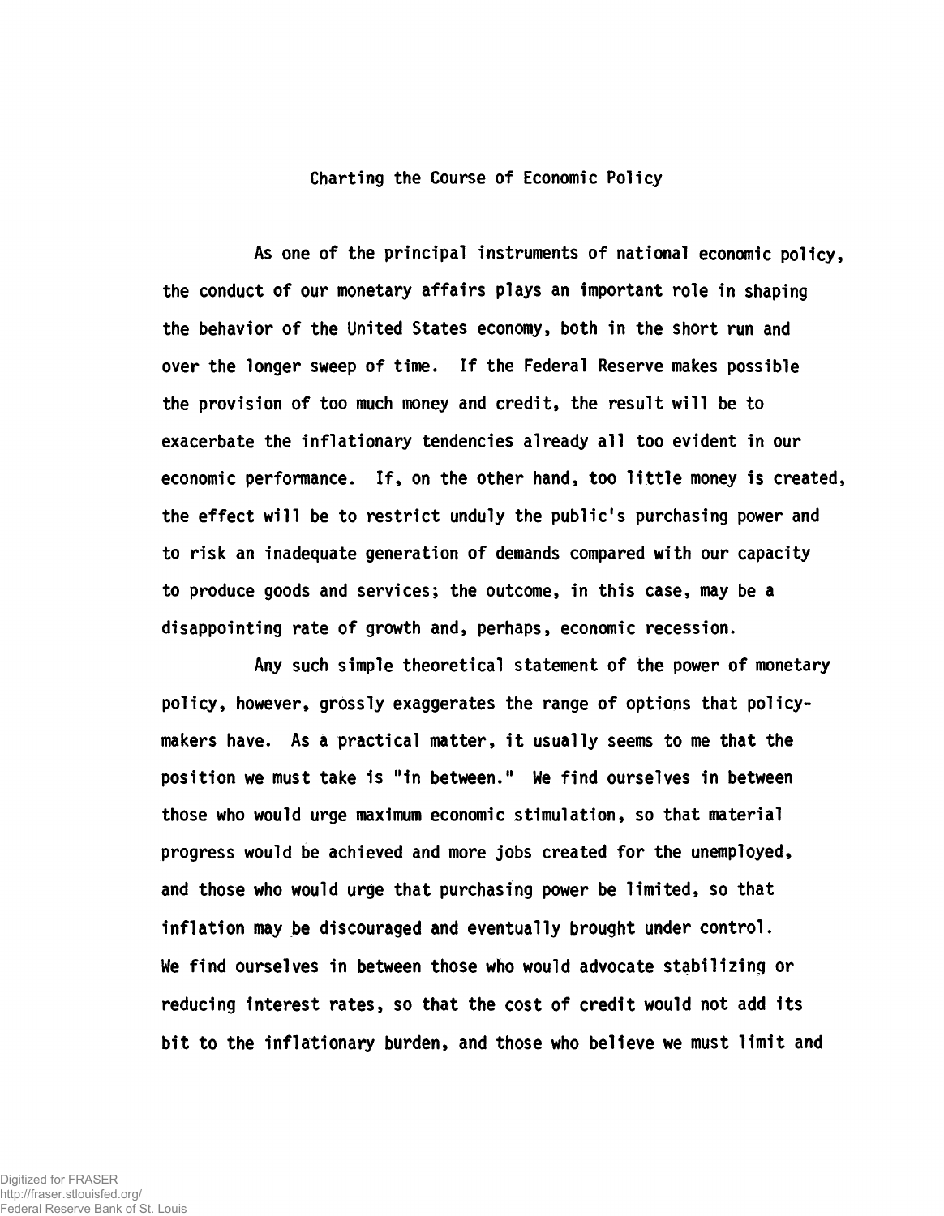## Charting the Course of Economic Policy

As one of the principal instruments of national economic policy, the conduct of our monetary affairs plays an important role in shaping the behavior of the United States economy, both in the short run and over the longer sweep of time. If the Federal Reserve makes possible the provision of too much money and credit, the result will be to exacerbate the inflationary tendencies already all too evident in our economic performance. If, on the other hand, too little money is created, the effect will be to restrict unduly the public's purchasing power and to risk an inadequate generation of demands compared with our capacity to produce goods and services; the outcome, in this case, may be a disappointing rate of growth and, perhaps, economic recession.

Any such simple theoretical statement of the power of monetary policy, however, grossly exaggerates the range of options that policymakers have. As a practical matter, it usually seems to me that the position we must take is "in between." We find ourselves in between those who would urge maximum economic stimulation, so that material progress would be achieved and more jobs created for the unemployed, and those who would urge that purchasing power be limited, so that inflation may be discouraged and eventually brought under control. We find ourselves in between those who would advocate stabilizing or reducing interest rates, so that the cost of credit would not add its bit to the inflationary burden, and those who believe we must limit and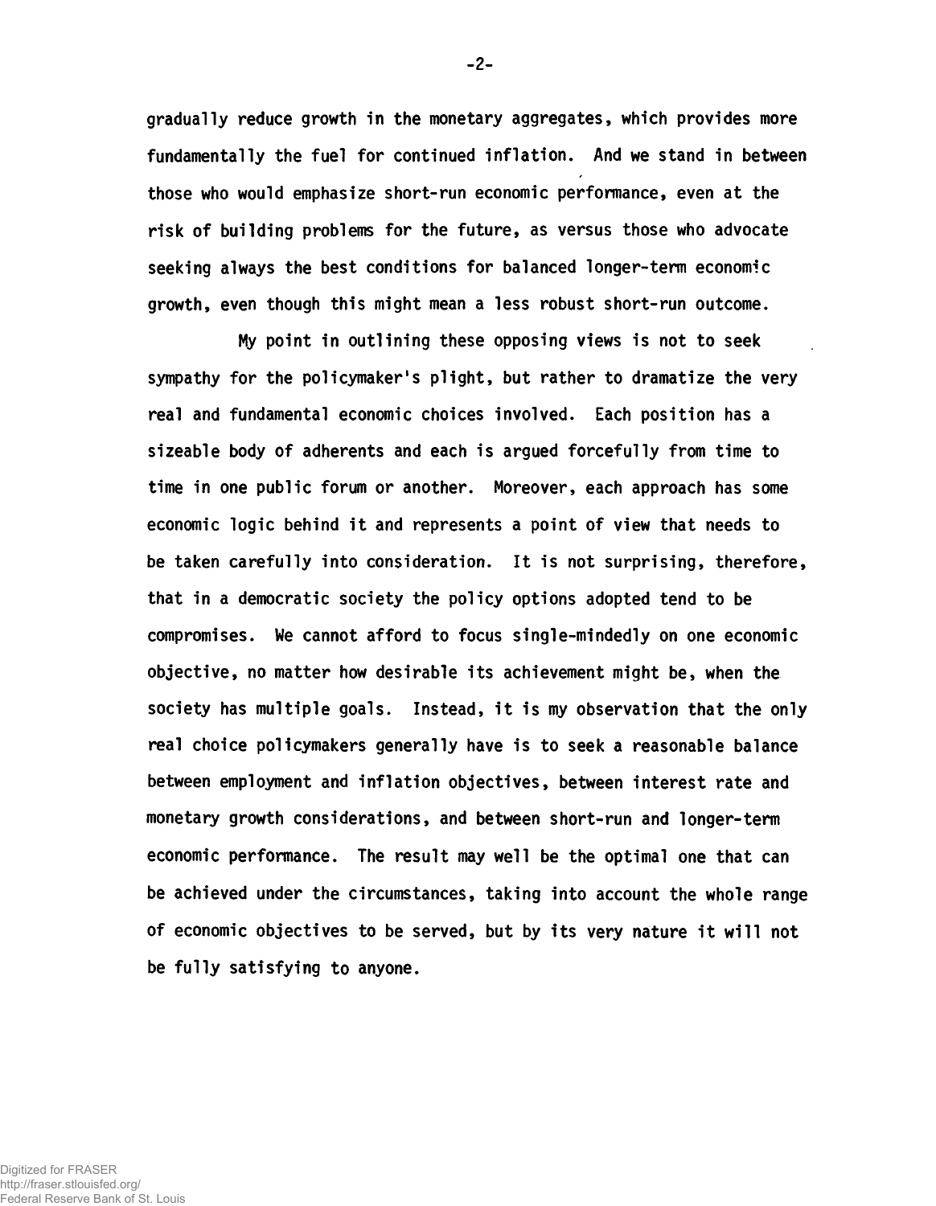gradually reduce growth in the monetary aggregates, which provides more fundamentally the fuel for continued inflation. And we stand in between those who would emphasize short-run economic performance, even at the risk of building problems for the future, as versus those who advocate seeking always the best conditions for balanced longer-term economic growth, even though this might mean a less robust short-run outcome.

My point in outlining these opposing views is not to seek sympathy for the policymaker's plight, but rather to dramatize the very real and fundamental economic choices involved. Each position has a sizeable body of adherents and each is argued forcefully from time to time in one public forum or another. Moreover, each approach has some economic logic behind it and represents a point of view that needs to be taken carefully into consideration. It is not surprising, therefore, that in a democratic society the policy options adopted tend to be compromises. We cannot afford to focus single-mindedly on one economic objective, no matter how desirable its achievement might be, when the society has multiple goals. Instead, it is my observation that the only real choice policymakers generally have is to seek a reasonable balance between employment and inflation objectives, between interest rate and monetary growth considerations, and between short-run and longer-term economic performance. The result may well be the optimal one that can be achieved under the circumstances, taking into account the whole range of economic objectives to be served, but by its very nature it will not be fully satisfying to anyone.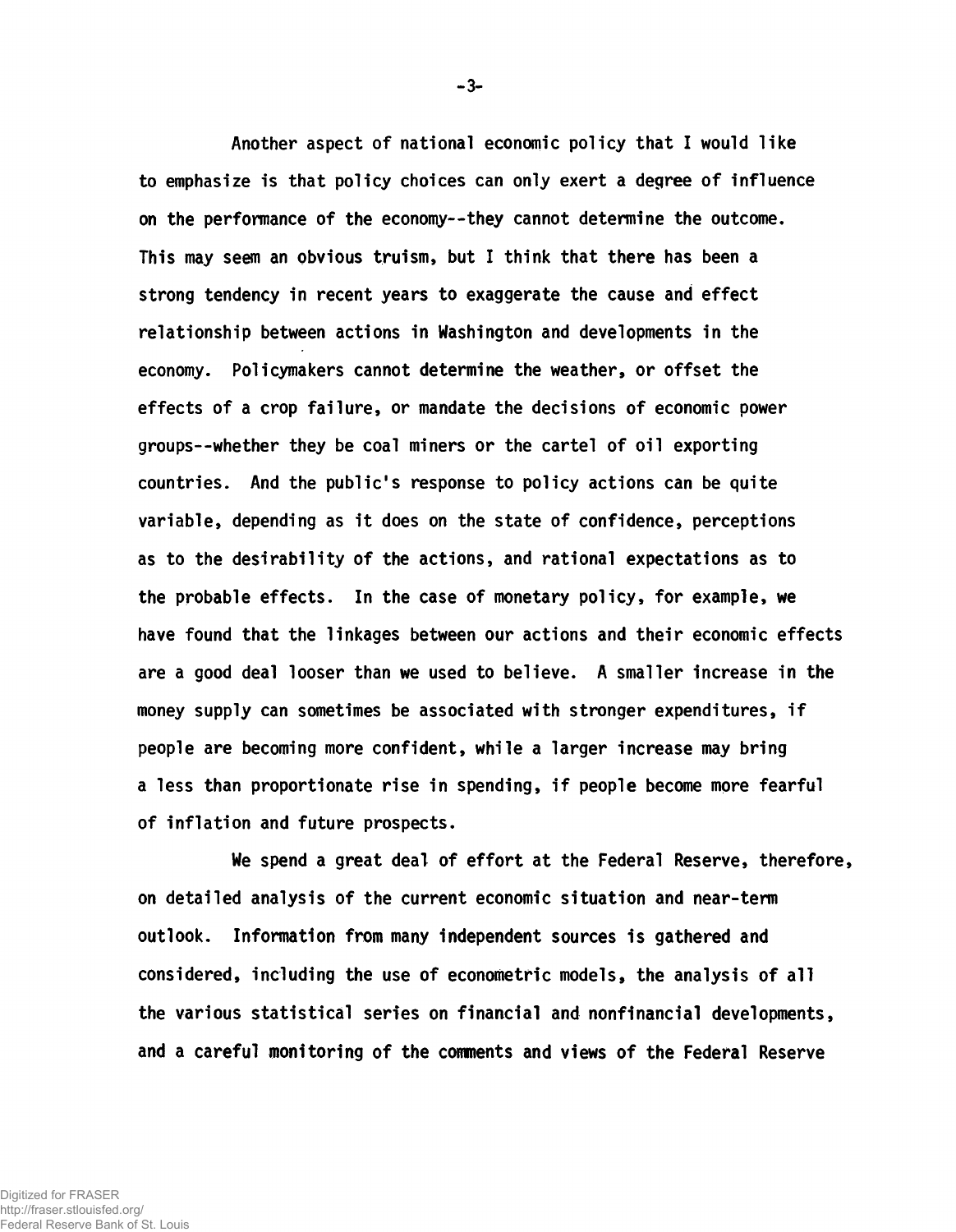Another aspect of national economic policy that I would like to emphasize is that policy choices can only exert a degree of influence on the performance of the economy--they cannot determine the outcome. This may seem an obvious truism, but I think that there has been a strong tendency in recent years to exaggerate the cause and effect relationship between actions in Washington and developments in the economy. Policymakers cannot determine the weather, or offset the effects of a crop failure, or mandate the decisions of economic power groups--whether they be coal miners or the cartel of oil exporting countries. And the public's response to policy actions can be quite variable, depending as it does on the state of confidence, perceptions as to the desirability of the actions, and rational expectations as to the probable effects. In the case of monetary policy, for example, we have found that the linkages between our actions and their economic effects are a good deal looser than we used to believe. A smaller increase in the money supply can sometimes be associated with stronger expenditures, if people are becoming more confident, while a larger increase may bring a less than proportionate rise in spending, if people become more fearful of inflation and future prospects.

We spend a great deal of effort at the Federal Reserve, therefore, on detailed analysis of the current economic situation and near-term outlook. Information from many independent sources is gathered and considered, including the use of econometric models, the analysis of all the various statistical series on financial and nonfinancial developments, and a careful monitoring of the comments and views of the Federal Reserve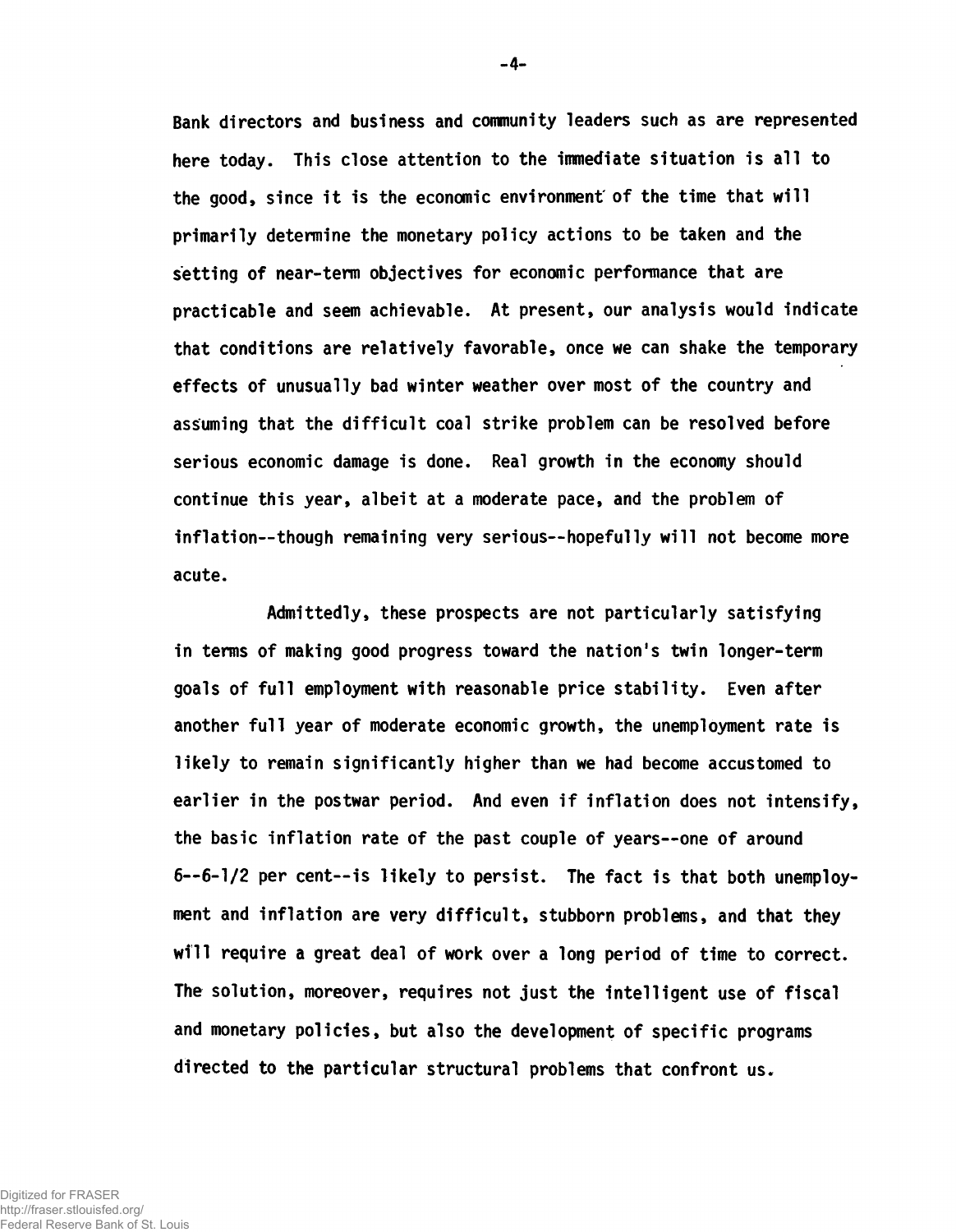Bank directors and business and community leaders such as are represented here today. This close attention to the immediate situation is all to the good, since it is the economic environment of the time that will primarily determine the monetary policy actions to be taken and the setting of near-term objectives for economic performance that are practicable and seem achievable. At present, our analysis would indicate that conditions are relatively favorable, once we can shake the temporary effects of unusually bad winter weather over most of the country and assuming that the difficult coal strike problem can be resolved before serious economic damage is done. Real growth in the economy should continue this year, albeit at a moderate pace, and the problem of inflation--though remaining very serious--hopefully will not become more acute.

Admittedly, these prospects are not particularly satisfying in terms of making good progress toward the nation's twin longer-term goals of full employment with reasonable price stability. Even after another full year of moderate economic growth, the unemployment rate is likely to remain significantly higher than we had become accustomed to earlier in the postwar period. And even if inflation does not intensify, the basic inflation rate of the past couple of years--one of around 6--6-1/2 per cent--is likely to persist. The fact is that both unemployment and inflation are very difficult, stubborn problems, and that they will require a great deal of work over a long period of time to correct. The solution, moreover, requires not just the intelligent use of fiscal and monetary policies, but also the development of specific programs directed to the particular structural problems that confront us.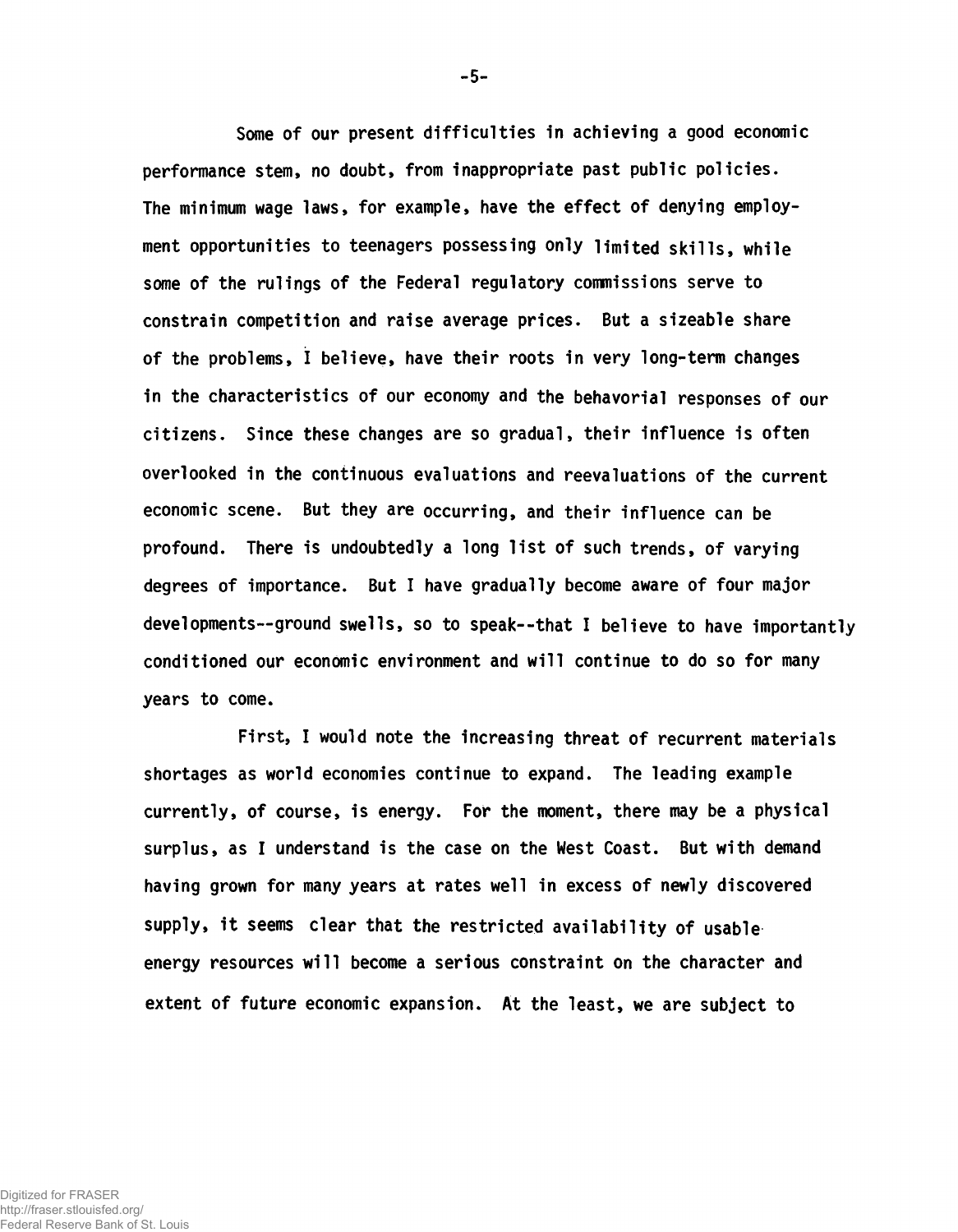Some of our present difficulties in achieving a good economic performance stem, no doubt, from inappropriate past public policies. The minimum wage laws, for example, have the effect of denying employment opportunities to teenagers possessing only limited skills, while some of the rulings of the Federal regulatory commissions serve to constrain competition and raise average prices. But a sizeable share of the problems, I believe, have their roots in very long-term changes in the characteristics of our economy and the behavorial responses of our citizens. Since these changes are so gradual, their influence is often overlooked in the continuous evaluations and reevaluations of the current economic scene. But they are occurring, and their influence can be profound. There is undoubtedly a long list of such trends, of varying degrees of importance. But I have gradually become aware of four major developments--ground swells, so to speak--that I believe to have importantly conditioned our economic environment and will continue to do so for many years to come.

First, I would note the increasing threat of recurrent materials shortages as world economies continue to expand. The leading example currently, of course, is energy. For the moment, there may be a physical surplus, as I understand is the case on the West Coast. But with demand having grown for many years at rates well in excess of newly discovered supply, it seems clear that the restricted availability of usable energy resources will become a serious constraint on the character and extent of future economic expansion. At the least, we are subject to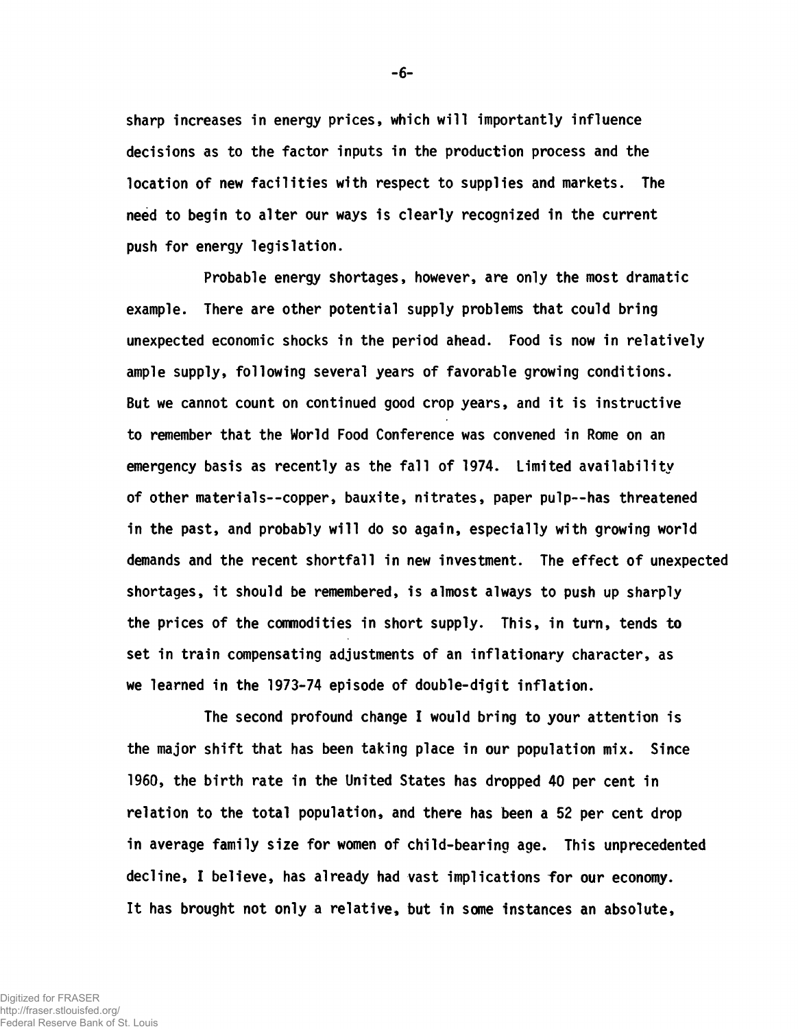sharp increases in energy prices, which will importantly influence decisions as to the factor inputs in the production process and the location of new facilities with respect to supplies and markets. The need to begin to alter our ways is clearly recognized in the current push for energy legislation.

Probable energy shortages, however, are only the most dramatic example. There are other potential supply problems that could bring unexpected economic shocks in the period ahead. Food is now in relatively ample supply, following several years of favorable growing conditions. But we cannot count on continued good crop years, and it is instructive to remember that the World Food Conference was convened in Rome on an emergency basis as recently as the fall of 1974. Limited availability of other materials--copper, bauxite, nitrates, paper pulp--has threatened in the past, and probably will do so again, especially with growing world demands and the recent shortfall in new investment. The effect of unexpected shortages, it should be remembered, is almost always to push up sharply the prices of the commodities in short supply. This, in turn, tends to set in train compensating adjustments of an inflationary character, as we learned in the 1973-74 episode of double-digit inflation.

The second profound change I would bring to your attention is the major shift that has been taking place in our population mix. Since 1960, the birth rate in the United States has dropped 40 per cent in relation to the total population, and there has been a 52 per cent drop in average family size for women of child-bearing age. This unprecedented decline, I believe, has already had vast implications for our economy. It has brought not only a relative, but in some instances an absolute,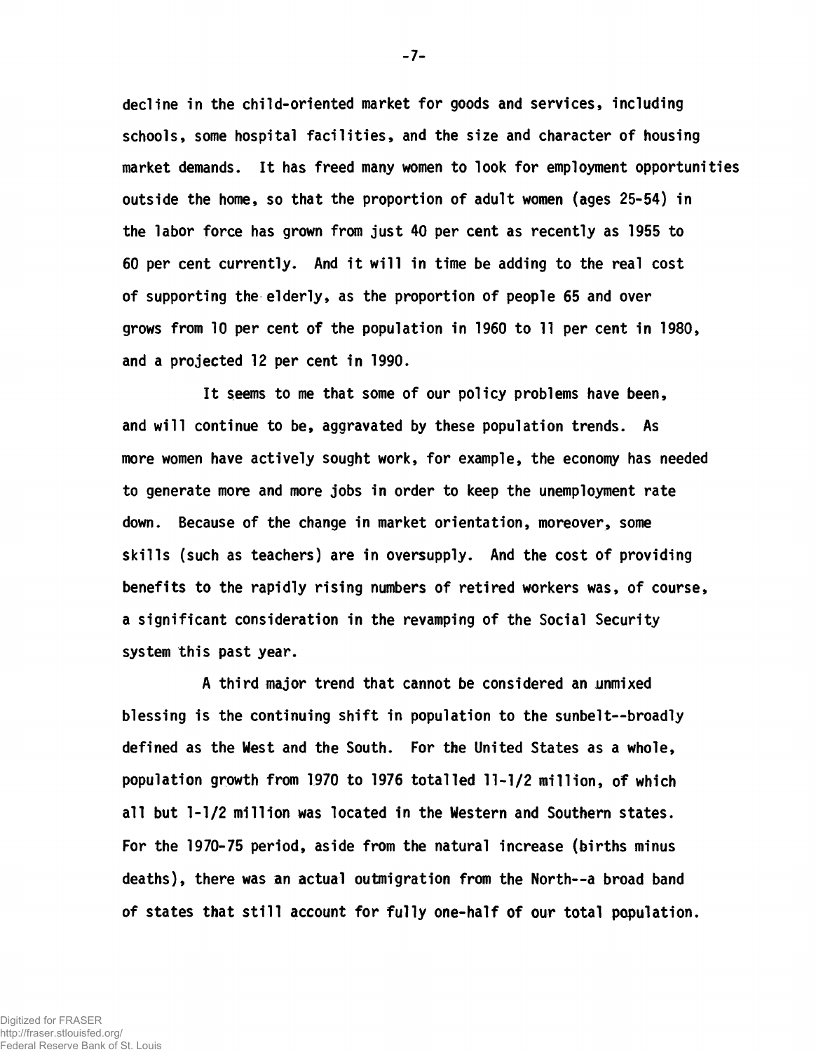decline in the child-oriented market for goods and services, including schools, some hospital facilities, and the size and character of housing market demands. It has freed many women to look for employment opportunities outside the home, so that the proportion of adult women (ages 25-54) in the labor force has grown from just 40 per cent as recently as 1955 to 60 per cent currently. And it will in time be adding to the real cost of supporting the elderly, as the proportion of people 65 and over grows from 10 per cent of the population in 1960 to 11 per cent in 1980, and a projected 12 per cent in 1990.

It seems to me that some of our policy problems have been, and will continue to be, aggravated by these population trends. As more women have actively sought work, for example, the economy has needed to generate more and more jobs in order to keep the unemployment rate down. Because of the change in market orientation, moreover, some skills (such as teachers) are in oversupply. And the cost of providing benefits to the rapidly rising numbers of retired workers was, of course, a significant consideration in the revamping of the Social Security system this past year.

A third major trend that cannot be considered an unmixed blessing is the continuing shift in population to the sunbelt--broadly defined as the West and the South. For the United States as a whole, population growth from 1970 to 1976 totalled 11-1/2 million, of which all but 1-1/2 million was located in the Western and Southern states. For the 1970-75 period, aside from the natural increase (births minus deaths), there was an actual outmigration from the North--a broad band of states that still account for fully one-half of our total population.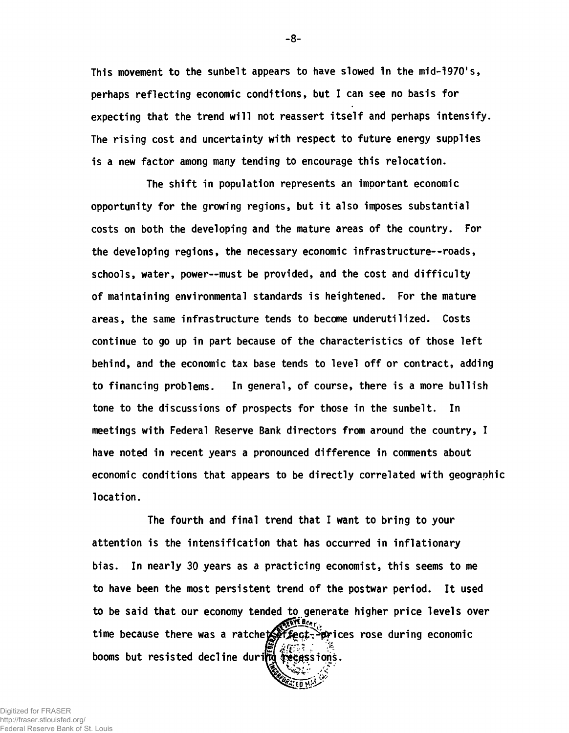This movement to the sunbelt appears to have slowed in the mid-1970's, perhaps reflecting economic conditions, but I can see no basis for expecting that the trend will not reassert itself and perhaps intensify. The rising cost and uncertainty with respect to future energy supplies is a new factor among many tending to encourage this relocation.

The shift in population represents an important economic opportunity for the growing regions, but it also imposes substantial costs on both the developing and the mature areas of the country. For the developing regions, the necessary economic infrastructure--roads, schools, water, power--must be provided, and the cost and difficulty of maintaining environmental standards is heightened. For the mature areas, the same infrastructure tends to become underutilized. Costs continue to go up in part because of the characteristics of those left behind, and the economic tax base tends to level off or contract, adding to financing problems. In general, of course, there is a more bullish tone to the discussions of prospects for those in the sunbelt. In meetings with Federal Reserve Bank directors from around the country, I have noted in recent years a pronounced difference in comments about economic conditions that appears to be directly correlated with geographic location.

The fourth and final trend that I want to bring to your attention is the intensification that has occurred in inflationary bias. In nearly 30 years as a practicing economist, this seems to me to have been the most persistent trend of the postwar period. It used to be said that our economy tended to generate higher price levels over time because there was a ratchet effect--prices rose during economic booms but resisted decline during recessions.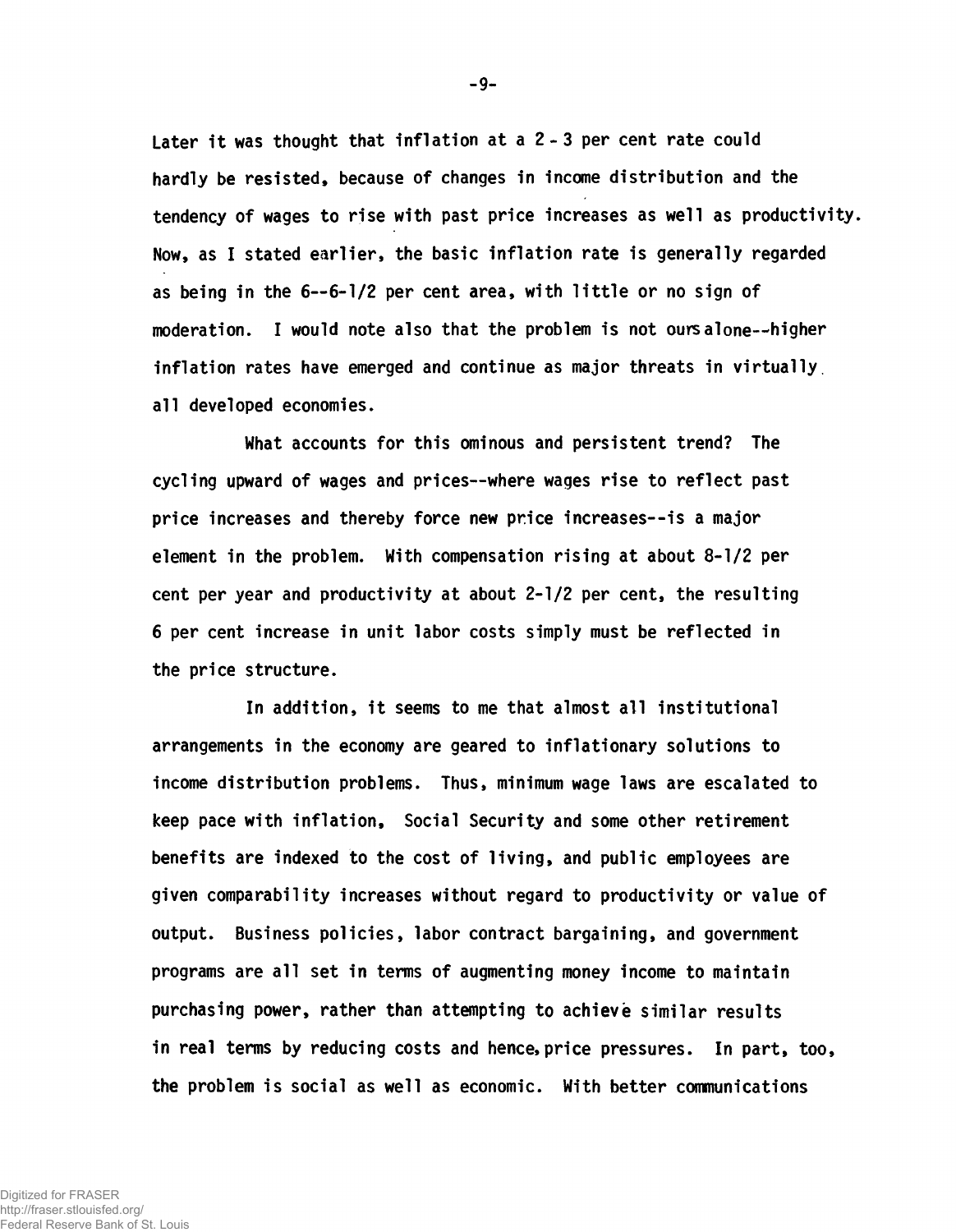Later it was thought that inflation at a 2 - 3 per cent rate could hardly be resisted, because of changes in income distribution and the tendency of wages to rise with past price increases as well as productivity. Now, as I stated earlier, the basic inflation rate is generally regarded as being in the 6--6-1/2 per cent area, with little or no sign of moderation. I would note also that the problem is not ours alone--higher inflation rates have emerged and continue as major threats in virtually all developed economies.

What accounts for this ominous and persistent trend? The cycling upward of wages and prices--where wages rise to reflect past price increases and thereby force new price increases--is a major element in the problem. With compensation rising at about 8-1/2 per cent per year and productivity at about 2-1/2 per cent, the resulting 6 per cent increase in unit labor costs simply must be reflected in the price structure.

In addition, it seems to me that almost all institutional arrangements in the economy are geared to inflationary solutions to income distribution problems. Thus, minimum wage laws are escalated to keep pace with inflation, Social Security and some other retirement benefits are indexed to the cost of living, and public employees are given comparability increases without regard to productivity or value of output. Business policies, labor contract bargaining, and government programs are all set in terms of augmenting money income to maintain purchasing power, rather than attempting to achieve similar results in real terms by reducing costs and hence, price pressures. In part, too, the problem is social as well as economic. With better communications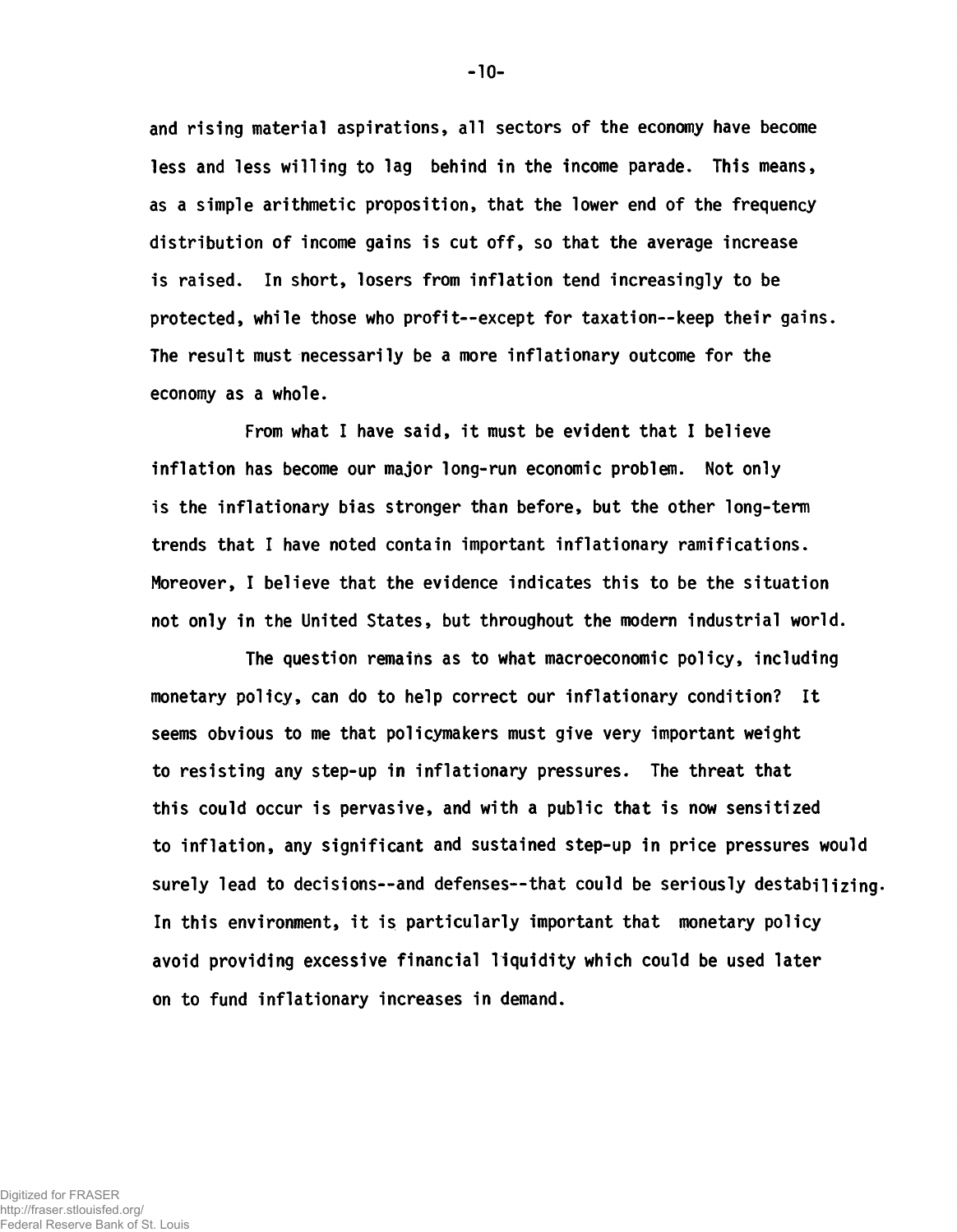and rising material aspirations, all sectors of the economy have become less and less willing to lag behind in the income parade. This means, as a simple arithmetic proposition, that the lower end of the frequency distribution of income gains is cut off, so that the average increase is raised. In short, losers from inflation tend increasingly to be protected, while those who profit--except for taxation--keep their gains. The result must necessarily be a more inflationary outcome for the economy as a whole.

From what I have said, it must be evident that I believe inflation has become our major long-run economic problem. Not only is the inflationary bias stronger than before, but the other long-term trends that I have noted contain important inflationary ramifications. Moreover, I believe that the evidence indicates this to be the situation not only in the United States, but throughout the modern industrial world.

The question remains as to what macroeconomic policy, including monetary policy, can do to help correct our inflationary condition? It seems obvious to me that policymakers must give very important weight to resisting any step-up in inflationary pressures. The threat that this could occur is pervasive, and with a public that is now sensitized to inflation, any significant and sustained step-up in price pressures would surely lead to decisions--and defenses--that could be seriously destabilizing. In this environment, it is particularly important that monetary policy avoid providing excessive financial liquidity which could be used later on to fund inflationary increases in demand.